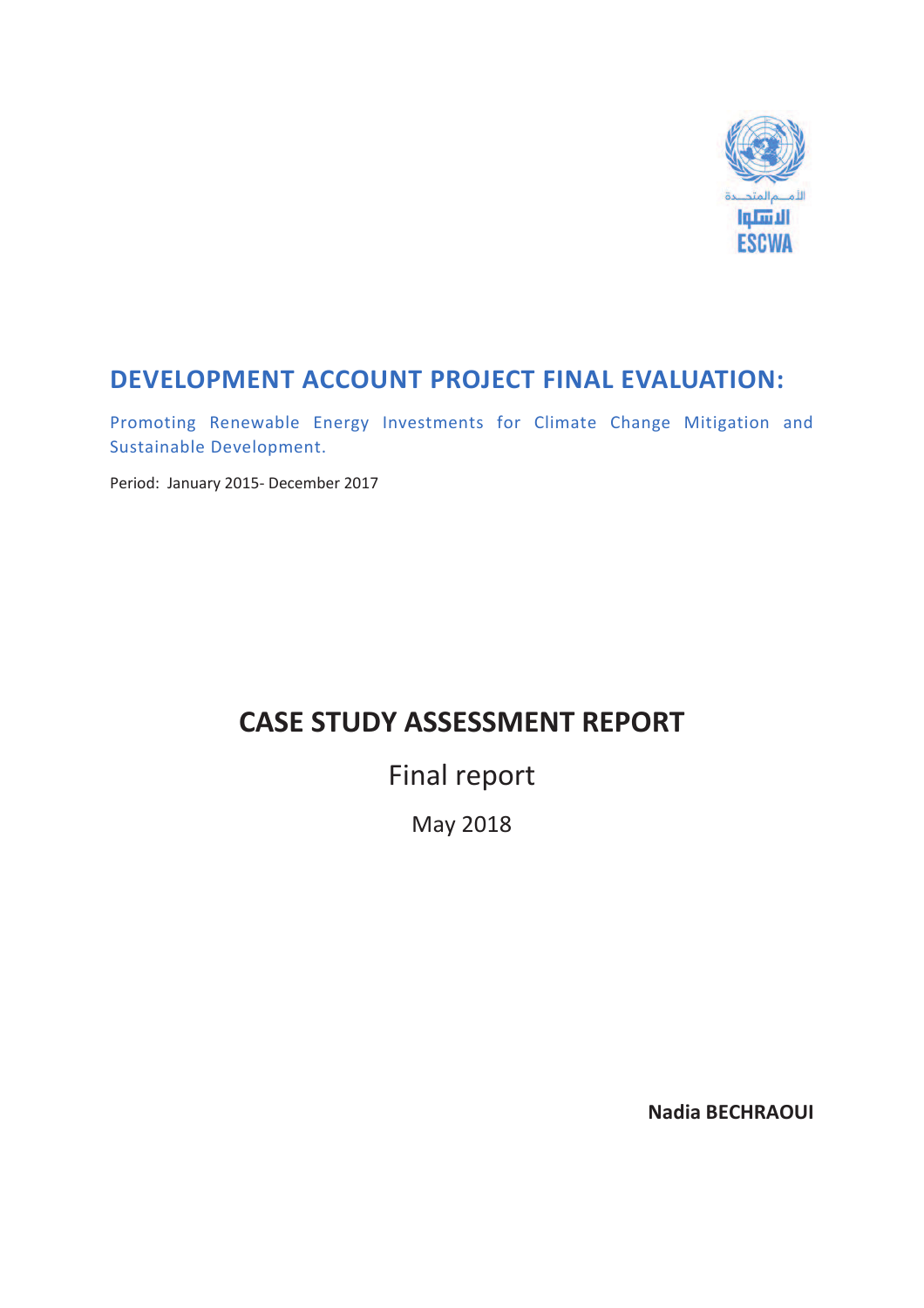# DEVELOPMENT ACCOUNT PROJECT FINAL EVALUATION:

Promoting Renewable Energy Investments for Climate Change Mitigation and Sustainable Development.

Period: January 2015- December 2017

# CASE STUDY ASSESSMENT REPORT

## Final report

May 2018

**Nadia BECHRAOUI**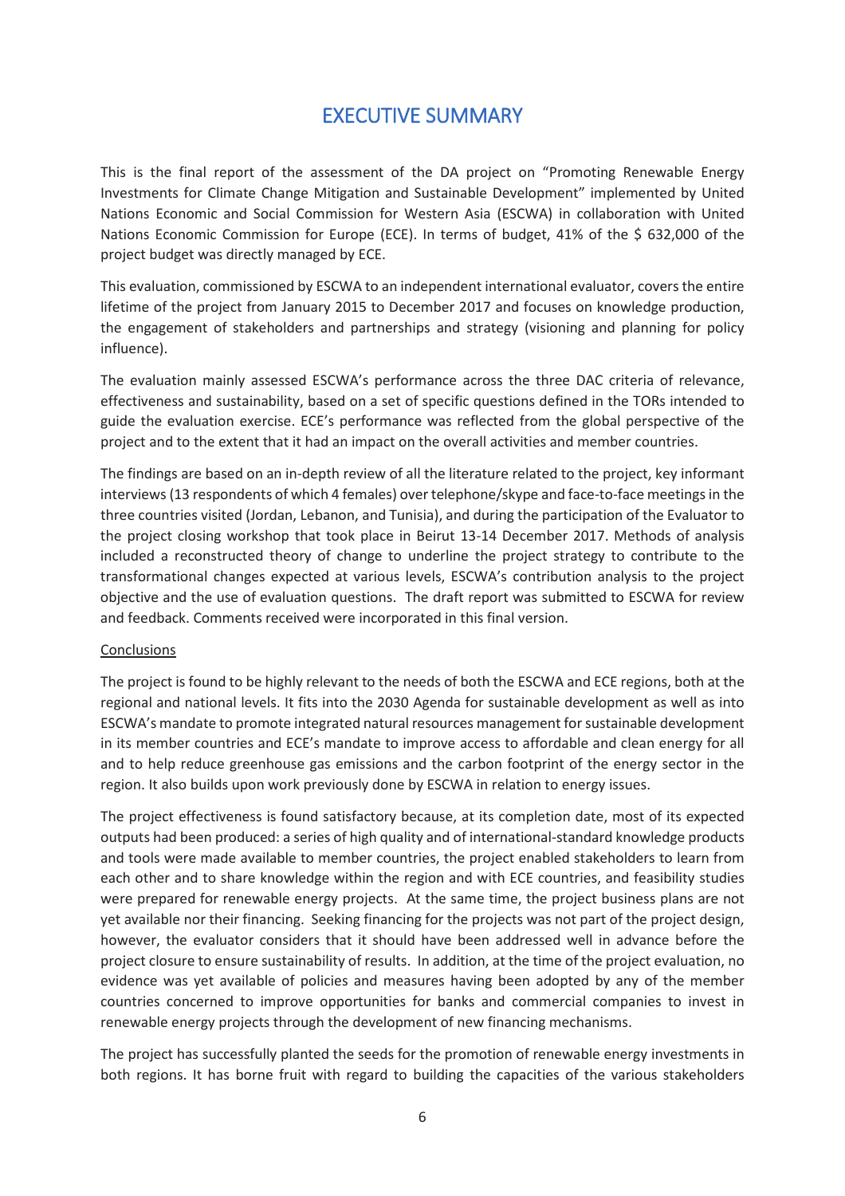# EXECUTIVE SUMMARY

This is the final report of the assessment of the DA project on "Promoting Renewable Energy Investments for Climate Change Mitigation and Sustainable Development" implemented by United Nations Economic and Social Commission for Western Asia (ESCWA) in collaboration with United Nations Economic Commission for Europe (ECE). In terms of budget, 41% of the $ 632,000 of the project budget was directly managed by ECE.

This evaluation, commissioned by ESCWA to an independent international evaluator, covers the entire lifetime of the project from January 2015 to December 2017 and focuses on knowledge production, the engagement of stakeholders and partnerships and strategy (visioning and planning for policy influence).

The evaluation mainly assessed ESCWA's performance across the three DAC criteria of relevance, effectiveness and sustainability, based on a set of specific questions defined in the TORs intended to guide the evaluation exercise. ECE's performance was reflected from the global perspective of the project and to the extent that it had an impact on the overall activities and member countries.

The findings are based on an in-depth review of all the literature related to the project, key informant interviews (13 respondents of which 4 females) over telephone/skype and face-to-face meetings in the three countries visited (Jordan, Lebanon, and Tunisia), and during the participation of the Evaluator to the project closing workshop that took place in Beirut 13-14 December 2017. Methods of analysis included a reconstructed theory of change to underline the project strategy to contribute to the transformational changes expected at various levels, ESCWA's contribution analysis to the project objective and the use of evaluation questions. The draft report was submitted to ESCWA for review and feedback. Comments received were incorporated in this final version.

<u>Conclusions</u>

The project is found to be highly relevant to the needs of both the ESCWA and ECE regions, both at the regional and national levels. It fits into the 2030 Agenda for sustainable development as well as into ESCWA's mandate to promote integrated natural resources management for sustainable development in its member countries and ECE's mandate to improve access to affordable and clean energy for all and to help reduce greenhouse gas emissions and the carbon footprint of the energy sector in the region. It also builds upon work previously done by ESCWA in relation to energy issues.

The project effectiveness is found satisfactory because, at its completion date, most of its expected outputs had been produced: a series of high quality and of international-standard knowledge products and tools were made available to member countries, the project enabled stakeholders to learn from each other and to share knowledge within the region and with ECE countries, and feasibility studies were prepared for renewable energy projects. At the same time, the project business plans are not yet available nor their financing. Seeking financing for the projects was not part of the project design, however, the evaluator considers that it should have been addressed well in advance before the project closure to ensure sustainability of results. In addition, at the time of the project evaluation, no evidence was yet available of policies and measures having been adopted by any of the member countries concerned to improve opportunities for banks and commercial companies to invest in renewable energy projects through the development of new financing mechanisms.

The project has successfully planted the seeds for the promotion of renewable energy investments in both regions. It has borne fruit with regard to building the capacities of the various stakeholders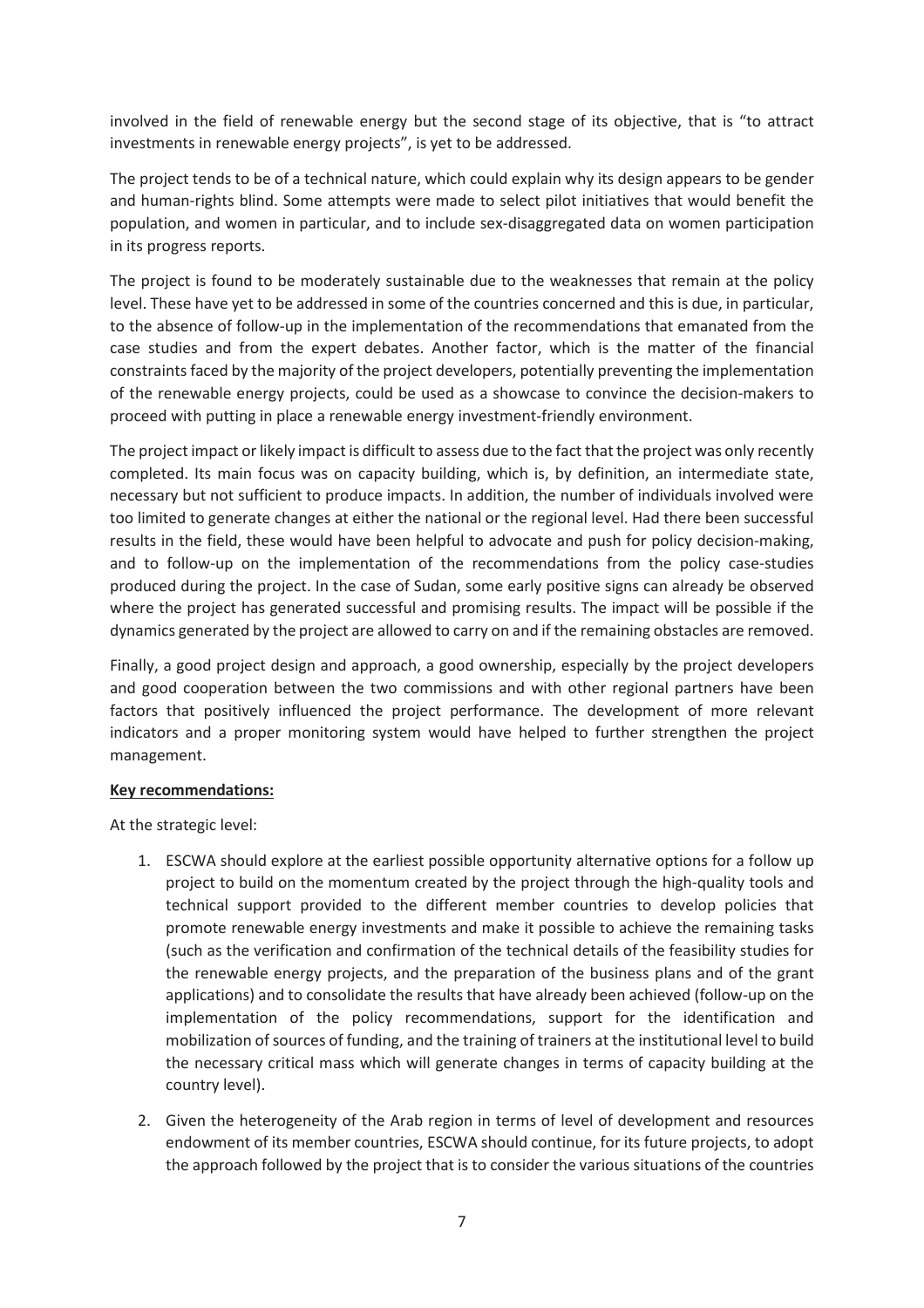involved in the field of renewable energy but the second stage of its objective, that is "to attract investments in renewable energy projects", is yet to be addressed.

The project tends to be of a technical nature, which could explain why its design appears to be gender and human-rights blind. Some attempts were made to select pilot initiatives that would benefit the population, and women in particular, and to include sex-disaggregated data on women participation in its progress reports.

The project is found to be moderately sustainable due to the weaknesses that remain at the policy level. These have yet to be addressed in some of the countries concerned and this is due, in particular, to the absence of follow-up in the implementation of the recommendations that emanated from the case studies and from the expert debates. Another factor, which is the matter of the financial constraints faced by the majority of the project developers, potentially preventing the implementation of the renewable energy projects, could be used as a showcase to convince the decision-makers to proceed with putting in place a renewable energy investment-friendly environment.

The project impact or likely impact is difficult to assess due to the fact that the project was only recently completed. Its main focus was on capacity building, which is, by definition, an intermediate state, necessary but not sufficient to produce impacts. In addition, the number of individuals involved were too limited to generate changes at either the national or the regional level. Had there been successful results in the field, these would have been helpful to advocate and push for policy decision-making, and to follow-up on the implementation of the recommendations from the policy case-studies produced during the project. In the case of Sudan, some early positive signs can already be observed where the project has generated successful and promising results. The impact will be possible if the dynamics generated by the project are allowed to carry on and if the remaining obstacles are removed.

Finally, a good project design and approach, a good ownership, especially by the project developers and good cooperation between the two commissions and with other regional partners have been factors that positively influenced the project performance. The development of more relevant indicators and a proper monitoring system would have helped to further strengthen the project management.

**Key recommendations:**

At the strategic level:

1. ESCWA should explore at the earliest possible opportunity alternative options for a follow up project to build on the momentum created by the project through the high-quality tools and technical support provided to the different member countries to develop policies that promote renewable energy investments and make it possible to achieve the remaining tasks (such as the verification and confirmation of the technical details of the feasibility studies for the renewable energy projects, and the preparation of the business plans and of the grant applications) and to consolidate the results that have already been achieved (follow-up on the implementation of the policy recommendations, support for the identification and mobilization of sources of funding, and the training of trainers at the institutional level to build the necessary critical mass which will generate changes in terms of capacity building at the country level).

2. Given the heterogeneity of the Arab region in terms of level of development and resources endowment of its member countries, ESCWA should continue, for its future projects, to adopt the approach followed by the project that is to consider the various situations of the countries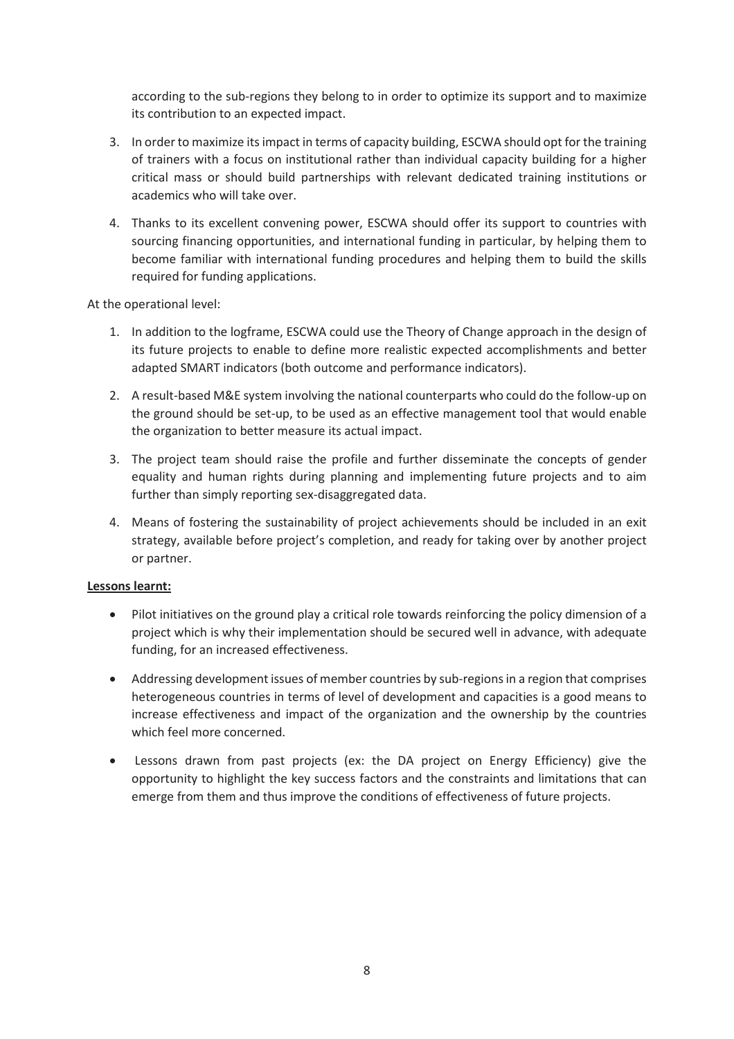according to the sub-regions they belong to in order to optimize its support and to maximize its contribution to an expected impact.

3. In order to maximize its impact in terms of capacity building, ESCWA should opt for the training of trainers with a focus on institutional rather than individual capacity building for a higher critical mass or should build partnerships with relevant dedicated training institutions or academics who will take over.

4. Thanks to its excellent convening power, ESCWA should offer its support to countries with sourcing financing opportunities, and international funding in particular, by helping them to become familiar with international funding procedures and helping them to build the skills required for funding applications.

At the operational level:

1. In addition to the logframe, ESCWA could use the Theory of Change approach in the design of its future projects to enable to define more realistic expected accomplishments and better adapted SMART indicators (both outcome and performance indicators).

2. A result-based M&E system involving the national counterparts who could do the follow-up on the ground should be set-up, to be used as an effective management tool that would enable the organization to better measure its actual impact.

3. The project team should raise the profile and further disseminate the concepts of gender equality and human rights during planning and implementing future projects and to aim further than simply reporting sex-disaggregated data.

4. Means of fostering the sustainability of project achievements should be included in an exit strategy, available before project's completion, and ready for taking over by another project or partner.

**Lessons learnt:**

- Pilot initiatives on the ground play a critical role towards reinforcing the policy dimension of a project which is why their implementation should be secured well in advance, with adequate funding, for an increased effectiveness.

- Addressing development issues of member countries by sub-regions in a region that comprises heterogeneous countries in terms of level of development and capacities is a good means to increase effectiveness and impact of the organization and the ownership by the countries which feel more concerned.

- Lessons drawn from past projects (ex: the DA project on Energy Efficiency) give the opportunity to highlight the key success factors and the constraints and limitations that can emerge from them and thus improve the conditions of effectiveness of future projects.